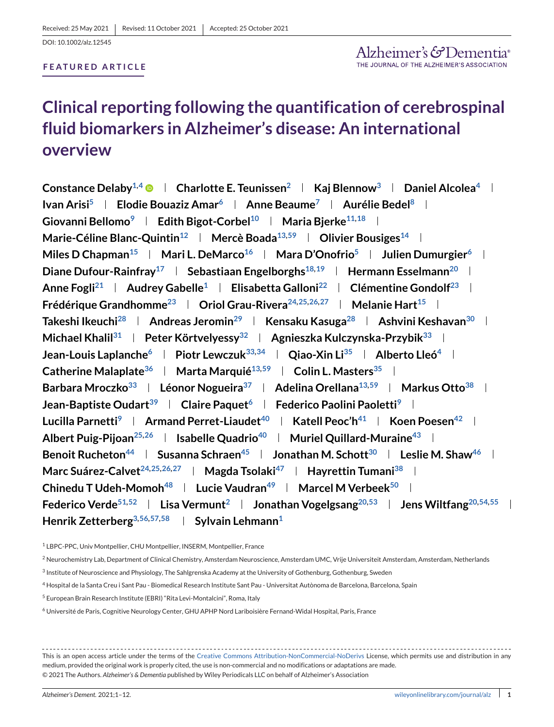Received: 25 May 2021 | Revised: 11 October 2021 | Accepted: 25 October 2021

DOI: 10.1002/alz.12545

**FEATURED ARTICLE**

# Clinical reporting following the quantification of cerebrospinal fluid biomarkers in Alzheimer's disease: An international overview

**Constance Delaby**[1,4] | **Charlotte E. Teunissen**[2] | **Kaj Blennow**[3] | **Daniel Alcolea**[4] | **Ivan Arisi**[5] | **Elodie Bouaziz Amar**[6] | **Anne Beaume**[7] | **Aurélie Bedel**[8] | **Giovanni Bellomo**[9] | **Edith Bigot-Corbel**[10] | **Maria Bjerke**[11,18] | **Marie-Céline Blanc-Quintin**[12] | **Mercè Boada**[13,59] | **Olivier Bousiges**[14] | **Miles D Chapman**[15] | **Mari L. DeMarco**[16] | **Mara D'Onofrio**[5] | **Julien Dumurgier**[6] | **Diane Dufour-Rainfray**[17] | **Sebastiaan Engelborghs**[18,19] | **Hermann Esselmann**[20] | **Anne Fogli**[21] | **Audrey Gabelle**[1] | **Elisabetta Galloni**[22] | **Clémentine Gondolf**[23] | **Frédérique Grandhomme**[23] | **Oriol Grau-Rivera**[24,25,26,27] | **Melanie Hart**[15] | **Takeshi Ikeuchi**[28] | **Andreas Jeromin**[29] | **Kensaku Kasuga**[28] | **Ashvini Keshavan**[30] | **Michael Khalil**[31] | **Peter Körtvelyessy**[32] | **Agnieszka Kulczynska-Przybik**[33] | **Jean-Louis Laplanche**[6] | **Piotr Lewczuk**[33,34] | **Qiao-Xin Li**[35] | **Alberto Lleó**[4] | **Catherine Malaplate**[36] | **Marta Marquié**[13,59] | **Colin L. Masters**[35] | **Barbara Mroczko**[33] | **Léonor Nogueira**[37] | **Adelina Orellana**[13,59] | **Markus Otto**[38] | **Jean-Baptiste Oudart**[39] | **Claire Paquet**[6] | **Federico Paolini Paoletti**[9] | **Lucilla Parnetti**[9] | **Armand Perret-Liaudet**[40] | **Katell Peoc'h**[41] | **Koen Poesen**[42] | **Albert Puig-Pijoan**[25,26] | **Isabelle Quadrio**[40] | **Muriel Quillard-Muraine**[43] | **Benoit Rucheton**[44] | **Susanna Schraen**[45] | **Jonathan M. Schott**[30] | **Leslie M. Shaw**[46] | **Marc Suárez-Calvet**[24,25,26,27] | **Magda Tsolaki**[47] | **Hayrettin Tumani**[38] | **Chinedu T Udeh-Momoh**[48] | **Lucie Vaudran**[49] | **Marcel M Verbeek**[50] | **Federico Verde**[51,52] | **Lisa Vermunt**[2] | **Jonathan Vogelgsang**[20,53] | **Jens Wiltfang**[20,54,55] | **Henrik Zetterberg**[3,56,57,58] | **Sylvain Lehmann**[1]

[1] LBPC-PPC, Univ Montpellier, CHU Montpellier, INSERM, Montpellier, France

[2] Neurochemistry Lab, Department of Clinical Chemistry, Amsterdam Neuroscience, Amsterdam UMC, Vrije Universiteit Amsterdam, Amsterdam, Netherlands

[3] Institute of Neuroscience and Physiology, The Sahlgrenska Academy at the University of Gothenburg, Sweden

[4] Hospital de la Santa Creu i Sant Pau - Biomedical Research Institute Sant Pau - Universitat Autònoma de Barcelona, Barcelona, Spain

[5] European Brain Research Institute (EBRI) "Rita Levi-Montalcini", Roma, Italy

[6] Université de Paris, Cognitive Neurology Center, GHU APHP Nord Lariboisière Fernand-Widal Hospital, Paris, France

This is an open access article under the terms of the Creative Commons Attribution-NonCommercial-NoDerivs License, which permits use and distribution in any medium, provided the original work is properly cited, the use is non-commercial and no modifications or adaptations are made.
© 2021 The Authors. *Alzheimer's & Dementia* published by Wiley Periodicals LLC on behalf of Alzheimer's Association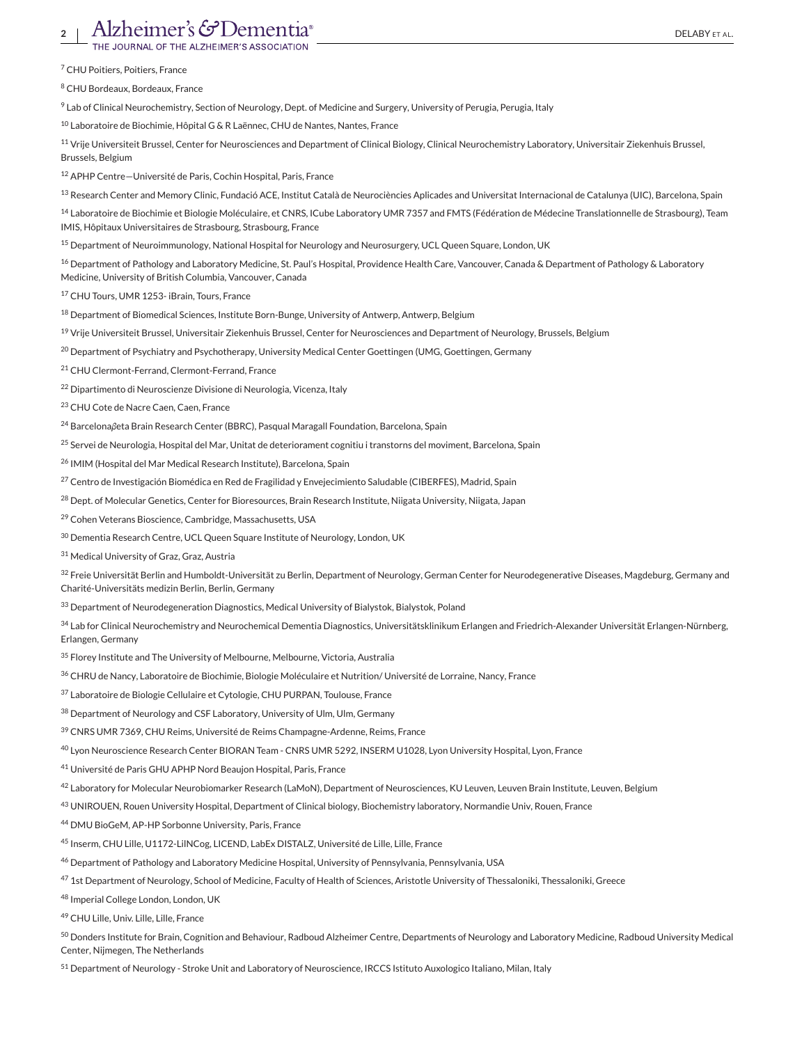[7] CHU Poitiers, Poitiers, France

[8] CHU Bordeaux, Bordeaux, France

[9] Lab of Clinical Neurochemistry, Section of Neurology, Dept. of Medicine and Surgery, University of Perugia, Perugia, Italy

[10] Laboratoire de Biochimie, Hôpital G & R Laënnec, CHU de Nantes, Nantes, France

[11] Vrije Universiteit Brussel, Center for Neurosciences and Department of Clinical Biology, Clinical Neurochemistry Laboratory, Universitair Ziekenhuis Brussel, Brussels, Belgium

[12] APHP Centre—Université de Paris, Cochin Hospital, Paris, France

[13] Research Center and Memory Clinic, Fundació ACE, Institut Català de Neurociències Aplicades and Universitat Internacional de Catalunya (UIC), Barcelona, Spain

[14] Laboratoire de Biochimie et Biologie Moléculaire, et CNRS, ICube Laboratory UMR 7357 and FMTS (Fédération de Médecine Translationnelle de Strasbourg), Team IMIS, Hôpitaux Universitaires de Strasbourg, Strasbourg, France

[15] Department of Neuroimmunology, National Hospital for Neurology and Neurosurgery, UCL Queen Square, London, UK

[16] Department of Pathology and Laboratory Medicine, St. Paul's Hospital, Providence Health Care, Vancouver, Canada & Department of Pathology & Laboratory Medicine, University of British Columbia, Vancouver, Canada

[17] CHU Tours, UMR 1253- iBrain, Tours, France

[18] Department of Biomedical Sciences, Institute Born-Bunge, University of Antwerp, Antwerp, Belgium

[19] Vrije Universiteit Brussel, Universitair Ziekenhuis Brussel, Center for Neurosciences and Department of Neurology, Brussels, Belgium

[20] Department of Psychiatry and Psychotherapy, University Medical Center Goettingen (UMG, Goettingen, Germany

[21] CHU Clermont-Ferrand, Clermont-Ferrand, France

[22] Dipartimento di Neuroscienze Divisione di Neurologia, Vicenza, Italy

[23] CHU Cote de Nacre Caen, Caen, France

[24] Barcelona$\beta$eta Brain Research Center (BBRC), Pasqual Maragall Foundation, Barcelona, Spain

[25] Servei de Neurologia, Hospital del Mar, Unitat de deteriorament cognitiu i transtorns del moviment, Barcelona, Spain

[26] IMIM (Hospital del Mar Medical Research Institute), Barcelona, Spain

[27] Centro de Investigación Biomédica en Red de Fragilidad y Envejecimiento Saludable (CIBERFES), Madrid, Spain

[28] Dept. of Molecular Genetics, Center for Bioresources, Brain Research Institute, Niigata University, Niigata, Japan

[29] Cohen Veterans Bioscience, Cambridge, Massachusetts, USA

[30] Dementia Research Centre, UCL Queen Square Institute of Neurology, London, UK

[31] Medical University of Graz, Graz, Austria

[32] Freie Universität Berlin and Humboldt-Universität zu Berlin, Department of Neurology, German Center for Neurodegenerative Diseases, Magdeburg, Germany and Charité-Universitäts medizin Berlin, Berlin, Germany

[33] Department of Neurodegeneration Diagnostics, Medical University of Bialystok, Bialystok, Poland

[34] Lab for Clinical Neurochemistry and Neurochemical Dementia Diagnostics, Universitätsklinikum Erlangen and Friedrich-Alexander Universität Erlangen-Nürnberg, Erlangen, Germany

[35] Florey Institute and The University of Melbourne, Melbourne, Victoria, Australia

[36] CHRU de Nancy, Laboratoire de Biochimie, Biologie Moléculaire et Nutrition/ Université de Lorraine, Nancy, France

[37] Laboratoire de Biologie Cellulaire et Cytologie, CHU PURPAN, Toulouse, France

[38] Department of Neurology and CSF Laboratory, University of Ulm, Ulm, Germany

[39] CNRS UMR 7369, CHU Reims, Université de Reims Champagne-Ardenne, Reims, France

[40] Lyon Neuroscience Research Center BIORAN Team - CNRS UMR 5292, INSERM U1028, Lyon University Hospital, Lyon, France

[41] Université de Paris GHU APHP Nord Beaujon Hospital, Paris, France

[42] Laboratory for Molecular Neurobiomarker Research (LaMoN), Department of Neurosciences, KU Leuven, Leuven Brain Institute, Leuven, Belgium

[43] UNIROUEN, Rouen University Hospital, Department of Clinical biology, Biochemistry laboratory, Normandie Univ, Rouen, France

[44] DMU BioGeM, AP-HP Sorbonne University, Paris, France

[45] Inserm, CHU Lille, U1172-LilNCog, LICEND, LabEx DISTALZ, Université de Lille, Lille, France

[46] Department of Pathology and Laboratory Medicine Hospital, University of Pennsylvania, Pennsylvania, USA

[47] 1st Department of Neurology, School of Medicine, Faculty of Health of Sciences, Aristotle University of Thessaloniki, Thessaloniki, Greece

[48] Imperial College London, London, UK

[49] CHU Lille, Univ. Lille, Lille, France

[50] Donders Institute for Brain, Cognition and Behaviour, Radboud Alzheimer Centre, Departments of Neurology and Laboratory Medicine, Radboud University Medical Center, Nijmegen, The Netherlands

[51] Department of Neurology - Stroke Unit and Laboratory of Neuroscience, IRCCS Istituto Auxologico Italiano, Milan, Italy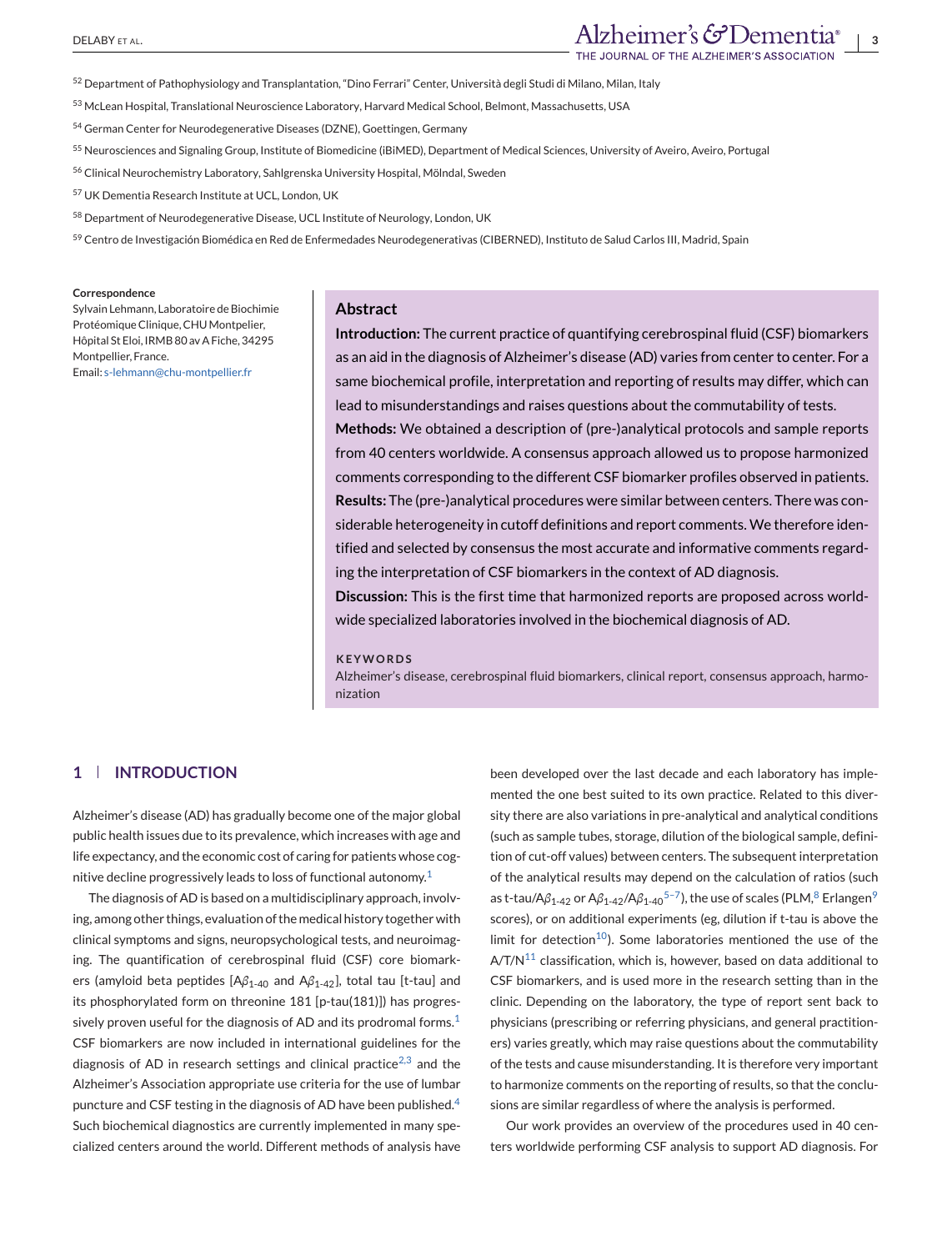[52] Department of Pathophysiology and Transplantation, "Dino Ferrari" Center, Università degli Studi di Milano, Milan, Italy

[53] McLean Hospital, Translational Neuroscience Laboratory, Harvard Medical School, Belmont, Massachusetts, USA

[54] German Center for Neurodegenerative Diseases (DZNE), Goettingen, Germany

[55] Neurosciences and Signaling Group, Institute of Biomedicine (iBiMED), Department of Medical Sciences, University of Aveiro, Aveiro, Portugal

[56] Clinical Neurochemistry Laboratory, Sahlgrenska University Hospital, Mölndal, Sweden

[57] UK Dementia Research Institute at UCL, London, UK

[58] Department of Neurodegenerative Disease, UCL Institute of Neurology, London, UK

[59] Centro de Investigación Biomédica en Red de Enfermedades Neurodegenerativas (CIBERNED), Instituto de Salud Carlos III, Madrid, Spain

**Correspondence**
Sylvain Lehmann, Laboratoire de Biochimie Protéomique Clinique, CHU Montpellier, Hôpital St Eloi, IRMB 80 av A Fiche, 34295 Montpellier, France.
Email: s-lehmann@chu-montpellier.fr

## Abstract

**Introduction:** The current practice of quantifying cerebrospinal fluid (CSF) biomarkers as an aid in the diagnosis of Alzheimer's disease (AD) varies from center to center. For a same biochemical profile, interpretation and reporting of results may differ, which can lead to misunderstandings and raises questions about the commutability of tests.

**Methods:** We obtained a description of (pre-)analytical protocols and sample reports from 40 centers worldwide. A consensus approach allowed us to propose harmonized comments corresponding to the different CSF biomarker profiles observed in patients.

**Results:** The (pre-)analytical procedures were similar between centers. There was considerable heterogeneity in cutoff definitions and report comments. We therefore identified and selected by consensus the most accurate and informative comments regarding the interpretation of CSF biomarkers in the context of AD diagnosis.

**Discussion:** This is the first time that harmonized reports are proposed across worldwide specialized laboratories involved in the biochemical diagnosis of AD.

**KEYWORDS**
Alzheimer's disease, cerebrospinal fluid biomarkers, clinical report, consensus approach, harmonization

## 1 | INTRODUCTION

Alzheimer's disease (AD) has gradually become one of the major global public health issues due to its prevalence, which increases with age and life expectancy, and the economic cost of caring for patients whose cognitive decline progressively leads to loss of functional autonomy.[1]

The diagnosis of AD is based on a multidisciplinary approach, involving, among other things, evaluation of the medical history together with clinical symptoms and signs, neuropsychological tests, and neuroimaging. The quantification of cerebrospinal fluid (CSF) core biomarkers (amyloid beta peptides [$A\beta_{1-40}$ and $A\beta_{1-42}$], total tau [t-tau] and its phosphorylated form on threonine 181 [p-tau(181)]) has progressively proven useful for the diagnosis of AD and its prodromal forms.[1] CSF biomarkers are now included in international guidelines for the diagnosis of AD in research settings and clinical practice[2,3] and the Alzheimer's Association appropriate use criteria for the use of lumbar puncture and CSF testing in the diagnosis of AD have been published.[4] Such biochemical diagnostics are currently implemented in many specialized centers around the world. Different methods of analysis have been developed over the last decade and each laboratory has implemented the one best suited to its own practice. Related to this diversity there are also variations in pre-analytical and analytical conditions (such as sample tubes, storage, dilution of the biological sample, definition of cut-off values) between centers. The subsequent interpretation of the analytical results may depend on the calculation of ratios (such as t-tau/$A\beta_{1-42}$ or $A\beta_{1-42}$/$A\beta_{1-40}$[5–7]), the use of scales (PLM,[8] Erlangen[9] scores), or on additional experiments (eg, dilution if t-tau is above the limit for detection[10]). Some laboratories mentioned the use of the A/T/N[11] classification, which is, however, based on data additional to CSF biomarkers, and is used more in the research setting than in the clinic. Depending on the laboratory, the type of report sent back to physicians (prescribing or referring physicians, and general practitioners) varies greatly, which may raise questions about the commutability of the tests and cause misunderstanding. It is therefore very important to harmonize comments on the reporting of results, so that the conclusions are similar regardless of where the analysis is performed.

Our work provides an overview of the procedures used in 40 centers worldwide performing CSF analysis to support AD diagnosis. For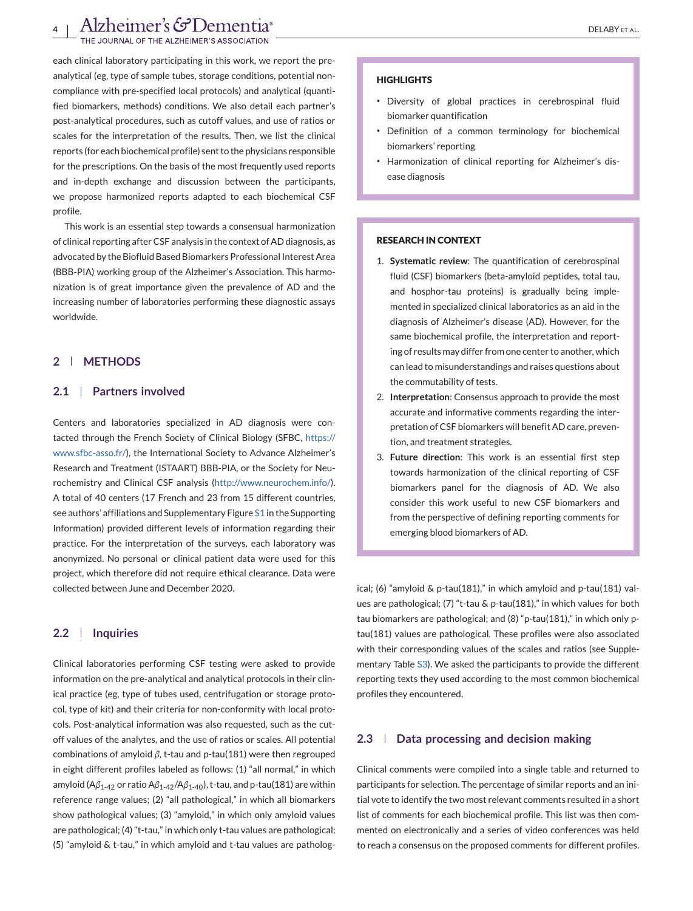each clinical laboratory participating in this work, we report the pre-analytical (eg, type of sample tubes, storage conditions, potential non-compliance with pre-specified local protocols) and analytical (quantified biomarkers, methods) conditions. We also detail each partner's post-analytical procedures, such as cutoff values, and use of ratios or scales for the interpretation of the results. Then, we list the clinical reports (for each biochemical profile) sent to the physicians responsible for the prescriptions. On the basis of the most frequently used reports and in-depth exchange and discussion between the participants, we propose harmonized reports adapted to each biochemical CSF profile.

This work is an essential step towards a consensual harmonization of clinical reporting after CSF analysis in the context of AD diagnosis, as advocated by the Biofluid Based Biomarkers Professional Interest Area (BBB-PIA) working group of the Alzheimer's Association. This harmonization is of great importance given the prevalence of AD and the increasing number of laboratories performing these diagnostic assays worldwide.

**HIGHLIGHTS**

- Diversity of global practices in cerebrospinal fluid biomarker quantification
- Definition of a common terminology for biochemical biomarkers' reporting
- Harmonization of clinical reporting for Alzheimer's disease diagnosis

**RESEARCH IN CONTEXT**

1. **Systematic review**: The quantification of cerebrospinal fluid (CSF) biomarkers (beta-amyloid peptides, total tau, and hosphor-tau proteins) is gradually being implemented in specialized clinical laboratories as an aid in the diagnosis of Alzheimer's disease (AD). However, for the same biochemical profile, the interpretation and reporting of results may differ from one center to another, which can lead to misunderstandings and raises questions about the commutability of tests.
2. **Interpretation**: Consensus approach to provide the most accurate and informative comments regarding the interpretation of CSF biomarkers will benefit AD care, prevention, and treatment strategies.
3. **Future direction**: This work is an essential first step towards harmonization of the clinical reporting of CSF biomarkers panel for the diagnosis of AD. We also consider this work useful to new CSF biomarkers and from the perspective of defining reporting comments for emerging blood biomarkers of AD.

## 2 | METHODS

### 2.1 | Partners involved

Centers and laboratories specialized in AD diagnosis were contacted through the French Society of Clinical Biology (SFBC, https://www.sfbc-asso.fr/), the International Society to Advance Alzheimer's Research and Treatment (ISTAART) BBB-PIA, or the Society for Neurochemistry and Clinical CSF analysis (http://www.neurochem.info/). A total of 40 centers (17 French and 23 from 15 different countries, see authors' affiliations and Supplementary Figure S1 in the Supporting Information) provided different levels of information regarding their practice. For the interpretation of the surveys, each laboratory was anonymized. No personal or clinical patient data were used for this project, which therefore did not require ethical clearance. Data were collected between June and December 2020.

### 2.2 | Inquiries

Clinical laboratories performing CSF testing were asked to provide information on the pre-analytical and analytical protocols in their clinical practice (eg, type of tubes used, centrifugation or storage protocol, type of kit) and their criteria for non-conformity with local protocols. Post-analytical information was also requested, such as the cutoff values of the analytes, and the use of ratios or scales. All potential combinations of amyloid $\beta$, t-tau and p-tau(181) were then regrouped in eight different profiles labeled as follows: (1) "all normal," in which amyloid ($A\beta_{1\text{-}42}$ or ratio $A\beta_{1\text{-}42}/A\beta_{1\text{-}40}$), t-tau, and p-tau(181) are within reference range values; (2) "all pathological," in which all biomarkers show pathological values; (3) "amyloid," in which only amyloid values are pathological; (4) "t-tau," in which only t-tau values are pathological; (5) "amyloid & t-tau," in which amyloid and t-tau values are pathological; (6) "amyloid & p-tau(181)," in which amyloid and p-tau(181) values are pathological; (7) "t-tau & p-tau(181)," in which values for both tau biomarkers are pathological; and (8) "p-tau(181)," in which only p-tau(181) values are pathological. These profiles were also associated with their corresponding values of the scales and ratios (see Supplementary Table S3). We asked the participants to provide the different reporting texts they used according to the most common biochemical profiles they encountered.

### 2.3 | Data processing and decision making

Clinical comments were compiled into a single table and returned to participants for selection. The percentage of similar reports and an initial vote to identify the two most relevant comments resulted in a short list of comments for each biochemical profile. This list was then commented on electronically and a series of video conferences was held to reach a consensus on the proposed comments for different profiles.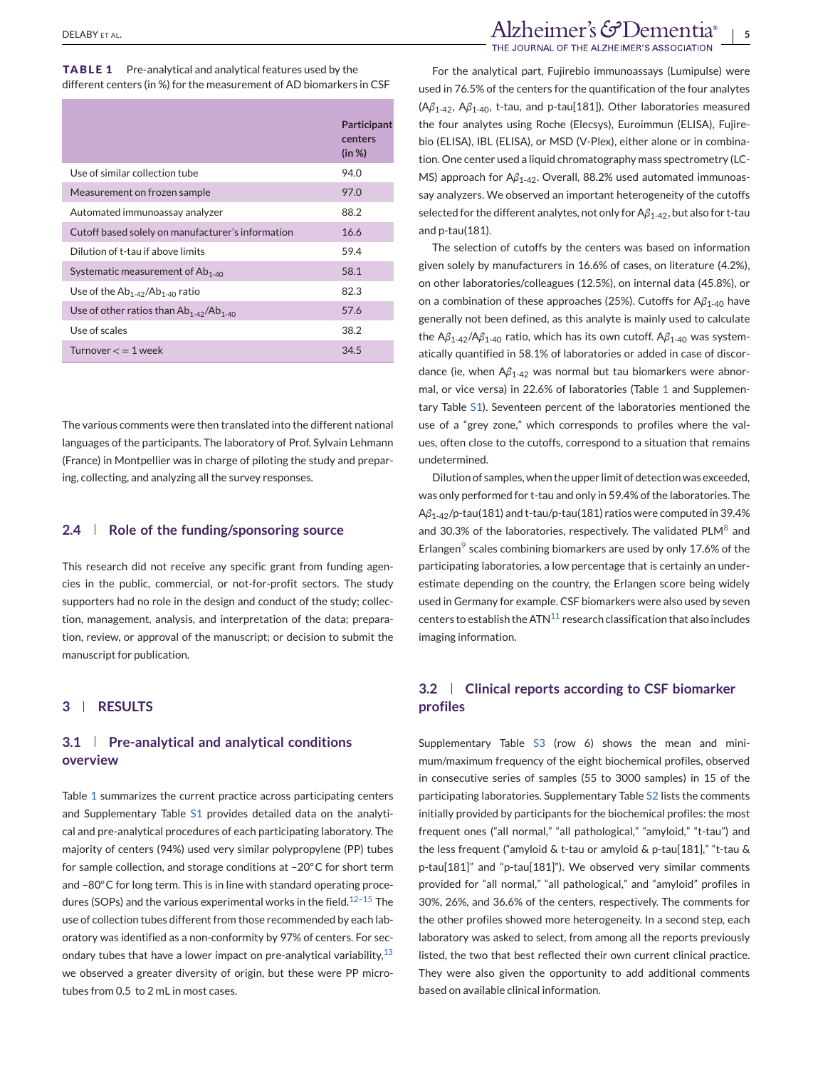**TABLE 1** Pre-analytical and analytical features used by the different centers (in %) for the measurement of AD biomarkers in CSF

| | Participant centers (in %) |
|---|---|
| Use of similar collection tube | 94.0 |
| Measurement on frozen sample | 97.0 |
| Automated immunoassay analyzer | 88.2 |
| Cutoff based solely on manufacturer's information | 16.6 |
| Dilution of t-tau if above limits | 59.4 |
| Systematic measurement of $Ab_{1-40}$ | 58.1 |
| Use of the $Ab_{1-42}/Ab_{1-40}$ ratio | 82.3 |
| Use of other ratios than $Ab_{1-42}/Ab_{1-40}$ | 57.6 |
| Use of scales | 38.2 |
| Turnover < = 1 week | 34.5 |

The various comments were then translated into the different national languages of the participants. The laboratory of Prof. Sylvain Lehmann (France) in Montpellier was in charge of piloting the study and preparing, collecting, and analyzing all the survey responses.

### 2.4 | Role of the funding/sponsoring source

This research did not receive any specific grant from funding agencies in the public, commercial, or not-for-profit sectors. The study supporters had no role in the design and conduct of the study; collection, management, analysis, and interpretation of the data; preparation, review, or approval of the manuscript; or decision to submit the manuscript for publication.

## 3 | RESULTS

### 3.1 | Pre-analytical and analytical conditions overview

Table 1 summarizes the current practice across participating centers and Supplementary Table S1 provides detailed data on the analytical and pre-analytical procedures of each participating laboratory. The majority of centers (94%) used very similar polypropylene (PP) tubes for sample collection, and storage conditions at –20°C for short term and –80°C for long term. This is in line with standard operating procedures (SOPs) and the various experimental works in the field.[12–15] The use of collection tubes different from those recommended by each laboratory was identified as a non-conformity by 97% of centers. For secondary tubes that have a lower impact on pre-analytical variability,[13] we observed a greater diversity of origin, but these were PP microtubes from 0.5 to 2 mL in most cases.

For the analytical part, Fujirebio immunoassays (Lumipulse) were used in 76.5% of the centers for the quantification of the four analytes ($A\beta_{1-42}$, $A\beta_{1-40}$, t-tau, and p-tau[181]). Other laboratories measured the four analytes using Roche (Elecsys), Euroimmun (ELISA), Fujirebio (ELISA), IBL (ELISA), or MSD (V-Plex), either alone or in combination. One center used a liquid chromatography mass spectrometry (LC-MS) approach for $A\beta_{1-42}$. Overall, 88.2% used automated immunoassay analyzers. We observed an important heterogeneity of the cutoffs selected for the different analytes, not only for $A\beta_{1-42}$, but also for t-tau and p-tau(181).

The selection of cutoffs by the centers was based on information given solely by manufacturers in 16.6% of cases, on other literature (4.2%), on other laboratories/colleagues (12.5%), on internal data (45.8%), or on a combination of these approaches (25%). Cutoffs for $A\beta_{1-40}$ have generally not been defined, as this analyte is mainly used to calculate the $A\beta_{1-42}/A\beta_{1-40}$ ratio, which has its own cutoff. $A\beta_{1-40}$ was systematically quantified in 58.1% of laboratories or added in case of discordance (ie, when $A\beta_{1-42}$ was normal but tau biomarkers were abnormal, or vice versa) in 22.6% of laboratories (Table 1 and Supplementary Table S1). Seventeen percent of the laboratories mentioned the use of a "grey zone," which corresponds to profiles where the values, often close to the cutoffs, correspond to a situation that remains undetermined.

Dilution of samples, when the upper limit of detection was exceeded, was only performed for t-tau and only in 59.4% of the laboratories. The $A\beta_{1-42}$/p-tau(181) and t-tau/p-tau(181) ratios were computed in 39.4% and 30.3% of the laboratories, respectively. The validated PLM[8] and Erlangen[9] scales combining biomarkers are used by only 17.6% of the participating laboratories, a low percentage that is certainly an underestimate depending on the country, the Erlangen score being widely used in Germany for example. CSF biomarkers were also used by seven centers to establish the ATN[11] research classification that also includes imaging information.

### 3.2 | Clinical reports according to CSF biomarker profiles

Supplementary Table S3 (row 6) shows the mean and minimum/maximum frequency of the eight biochemical profiles, observed in consecutive series of samples (55 to 3000 samples) in 15 of the participating laboratories. Supplementary Table S2 lists the comments initially provided by participants for the biochemical profiles: the most frequent ones ("all normal," "all pathological," "amyloid," "t-tau") and the less frequent ("amyloid & t-tau or amyloid & p-tau[181]," "t-tau & p-tau[181]" and "p-tau[181]"). We observed very similar comments provided for "all normal," "all pathological," and "amyloid" profiles in 30%, 26%, and 36.6% of the centers, respectively. The comments for the other profiles showed more heterogeneity. In a second step, each laboratory was asked to select, from among all the reports previously listed, the two that best reflected their own current clinical practice. They were also given the opportunity to add additional comments based on available clinical information.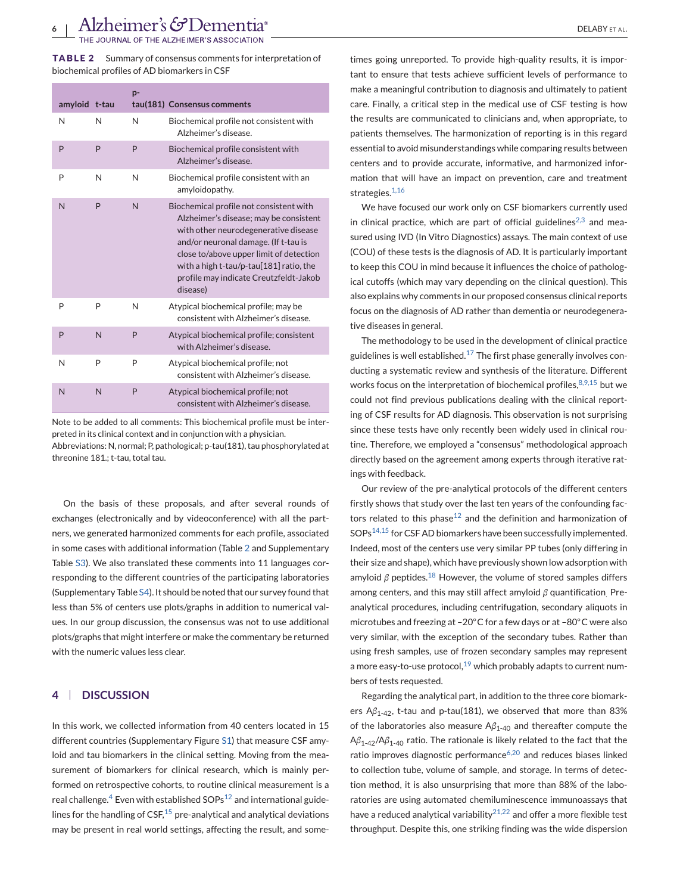**TABLE 2** Summary of consensus comments for interpretation of biochemical profiles of AD biomarkers in CSF

| amyloid | t-tau | p-tau(181) | Consensus comments |
|---|---|---|---|
| N | N | N | Biochemical profile not consistent with Alzheimer's disease. |
| P | P | P | Biochemical profile consistent with Alzheimer's disease. |
| P | N | N | Biochemical profile consistent with an amyloidopathy. |
| N | P | N | Biochemical profile not consistent with Alzheimer's disease; may be consistent with other neurodegenerative disease and/or neuronal damage. (If t-tau is close to/above upper limit of detection with a high t-tau/p-tau[181] ratio, the profile may indicate Creutzfeldt-Jakob disease) |
| P | P | N | Atypical biochemical profile; may be consistent with Alzheimer's disease. |
| P | N | P | Atypical biochemical profile; consistent with Alzheimer's disease. |
| N | P | P | Atypical biochemical profile; not consistent with Alzheimer's disease. |
| N | N | P | Atypical biochemical profile; not consistent with Alzheimer's disease. |

Note to be added to all comments: This biochemical profile must be interpreted in its clinical context and in conjunction with a physician.
Abbreviations: N, normal; P, pathological; p-tau(181), tau phosphorylated at threonine 181.; t-tau, total tau.

On the basis of these proposals, and after several rounds of exchanges (electronically and by videoconference) with all the partners, we generated harmonized comments for each profile, associated in some cases with additional information (Table 2 and Supplementary Table S3). We also translated these comments into 11 languages corresponding to the different countries of the participating laboratories (Supplementary Table S4). It should be noted that our survey found that less than 5% of centers use plots/graphs in addition to numerical values. In our group discussion, the consensus was not to use additional plots/graphs that might interfere or make the commentary be returned with the numeric values less clear.

## 4 | DISCUSSION

In this work, we collected information from 40 centers located in 15 different countries (Supplementary Figure S1) that measure CSF amyloid and tau biomarkers in the clinical setting. Moving from the measurement of biomarkers for clinical research, which is mainly performed on retrospective cohorts, to routine clinical measurement is a real challenge.[4] Even with established SOPs[12] and international guidelines for the handling of CSF,[15] pre-analytical and analytical deviations may be present in real world settings, affecting the result, and sometimes going unreported. To provide high-quality results, it is important to ensure that tests achieve sufficient levels of performance to make a meaningful contribution to diagnosis and ultimately to patient care. Finally, a critical step in the medical use of CSF testing is how the results are communicated to clinicians and, when appropriate, to patients themselves. The harmonization of reporting is in this regard essential to avoid misunderstandings while comparing results between centers and to provide accurate, informative, and harmonized information that will have an impact on prevention, care and treatment strategies.[1,16]

We have focused our work only on CSF biomarkers currently used in clinical practice, which are part of official guidelines[2,3] and measured using IVD (In Vitro Diagnostics) assays. The main context of use (COU) of these tests is the diagnosis of AD. It is particularly important to keep this COU in mind because it influences the choice of pathological cutoffs (which may vary depending on the clinical question). This also explains why comments in our proposed consensus clinical reports focus on the diagnosis of AD rather than dementia or neurodegenerative diseases in general.

The methodology to be used in the development of clinical practice guidelines is well established.[17] The first phase generally involves conducting a systematic review and synthesis of the literature. Different works focus on the interpretation of biochemical profiles,[8,9,15] but we could not find previous publications dealing with the clinical reporting of CSF results for AD diagnosis. This observation is not surprising since these tests have only recently been widely used in clinical routine. Therefore, we employed a "consensus" methodological approach directly based on the agreement among experts through iterative ratings with feedback.

Our review of the pre-analytical protocols of the different centers firstly shows that study over the last ten years of the confounding factors related to this phase[12] and the definition and harmonization of SOPs[14,15] for CSF AD biomarkers have been successfully implemented. Indeed, most of the centers use very similar PP tubes (only differing in their size and shape), which have previously shown low adsorption with amyloid $\beta$ peptides.[18] However, the volume of stored samples differs among centers, and this may still affect amyloid $\beta$ quantification. Pre-analytical procedures, including centrifugation, secondary aliquots in microtubes and freezing at −20°C for a few days or at −80°C were also very similar, with the exception of the secondary tubes. Rather than using fresh samples, use of frozen secondary samples may represent a more easy-to-use protocol,[19] which probably adapts to current numbers of tests requested.

Regarding the analytical part, in addition to the three core biomarkers $A\beta_{1-42}$, t-tau and p-tau(181), we observed that more than 83% of the laboratories also measure $A\beta_{1-40}$ and thereafter compute the $A\beta_{1-42}/A\beta_{1-40}$ ratio. The rationale is likely related to the fact that the ratio improves diagnostic performance[6,20] and reduces biases linked to collection tube, volume of sample, and storage. In terms of detection method, it is also unsurprising that more than 88% of the laboratories are using automated chemiluminescence immunoassays that have a reduced analytical variability[21,22] and offer a more flexible test throughput. Despite this, one striking finding was the wide dispersion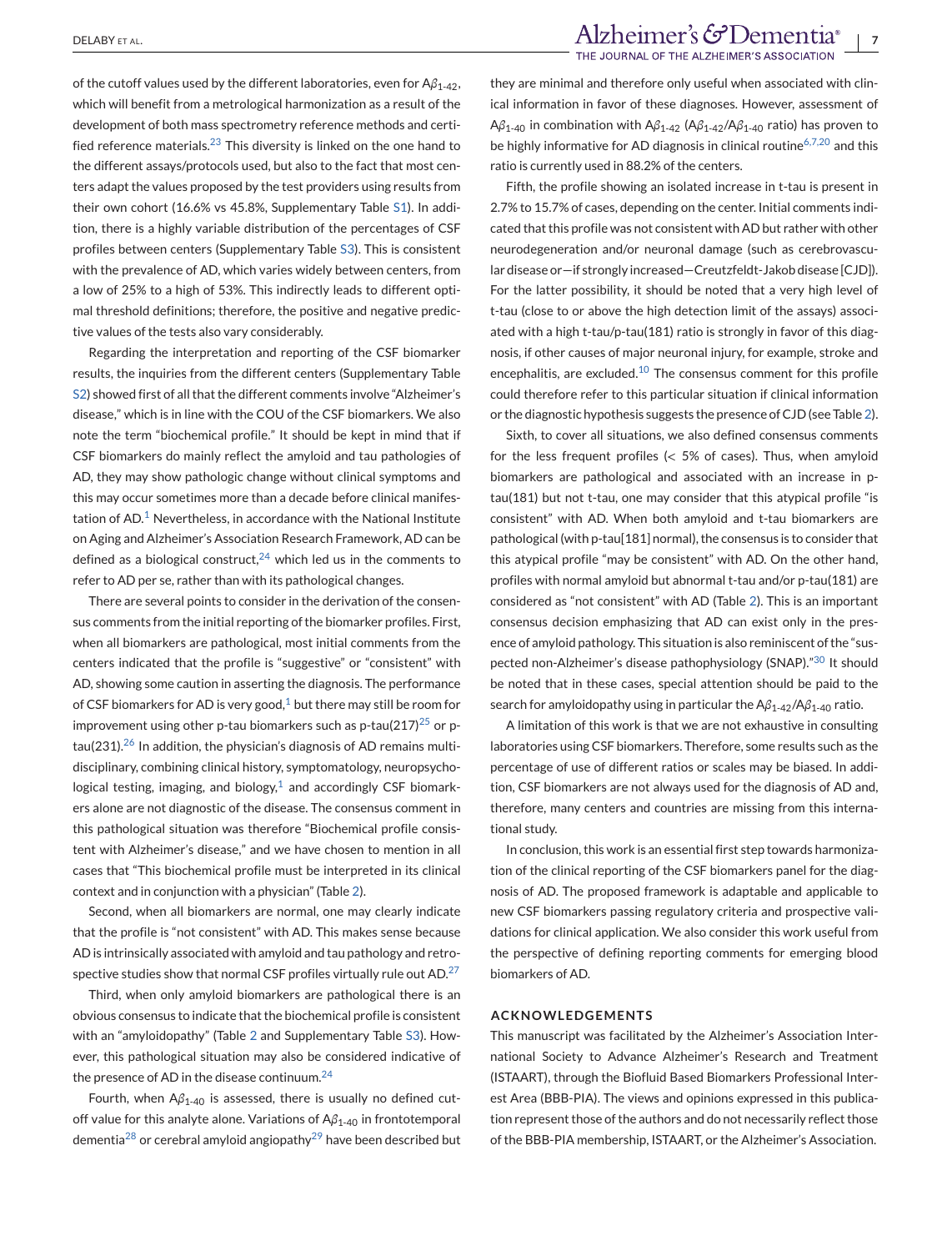of the cutoff values used by the different laboratories, even for A$\beta_{1-42}$, which will benefit from a metrological harmonization as a result of the development of both mass spectrometry reference methods and certified reference materials.[23] This diversity is linked on the one hand to the different assays/protocols used, but also to the fact that most centers adapt the values proposed by the test providers using results from their own cohort (16.6% vs 45.8%, Supplementary Table S1). In addition, there is a highly variable distribution of the percentages of CSF profiles between centers (Supplementary Table S3). This is consistent with the prevalence of AD, which varies widely between centers, from a low of 25% to a high of 53%. This indirectly leads to different optimal threshold definitions; therefore, the positive and negative predictive values of the tests also vary considerably.

Regarding the interpretation and reporting of the CSF biomarker results, the inquiries from the different centers (Supplementary Table S2) showed first of all that the different comments involve "Alzheimer's disease," which is in line with the COU of the CSF biomarkers. We also note the term "biochemical profile." It should be kept in mind that if CSF biomarkers do mainly reflect the amyloid and tau pathologies of AD, they may show pathologic change without clinical symptoms and this may occur sometimes more than a decade before clinical manifestation of AD.[1] Nevertheless, in accordance with the National Institute on Aging and Alzheimer's Association Research Framework, AD can be defined as a biological construct,[24] which led us in the comments to refer to AD per se, rather than with its pathological changes.

There are several points to consider in the derivation of the consensus comments from the initial reporting of the biomarker profiles. First, when all biomarkers are pathological, most initial comments from the centers indicated that the profile is "suggestive" or "consistent" with AD, showing some caution in asserting the diagnosis. The performance of CSF biomarkers for AD is very good,[1] but there may still be room for improvement using other p-tau biomarkers such as p-tau(217)[25] or p-tau(231).[26] In addition, the physician's diagnosis of AD remains multidisciplinary, combining clinical history, symptomatology, neuropsychological testing, imaging, and biology,[1] and accordingly CSF biomarkers alone are not diagnostic of the disease. The consensus comment in this pathological situation was therefore "Biochemical profile consistent with Alzheimer's disease," and we have chosen to mention in all cases that "This biochemical profile must be interpreted in its clinical context and in conjunction with a physician" (Table 2).

Second, when all biomarkers are normal, one may clearly indicate that the profile is "not consistent" with AD. This makes sense because AD is intrinsically associated with amyloid and tau pathology and retrospective studies show that normal CSF profiles virtually rule out AD.[27]

Third, when only amyloid biomarkers are pathological there is an obvious consensus to indicate that the biochemical profile is consistent with an "amyloidopathy" (Table 2 and Supplementary Table S3). However, this pathological situation may also be considered indicative of the presence of AD in the disease continuum.[24]

Fourth, when A$\beta_{1-40}$ is assessed, there is usually no defined cutoff value for this analyte alone. Variations of A$\beta_{1-40}$ in frontotemporal dementia[28] or cerebral amyloid angiopathy[29] have been described but they are minimal and therefore only useful when associated with clinical information in favor of these diagnoses. However, assessment of A$\beta_{1-40}$ in combination with A$\beta_{1-42}$ (A$\beta_{1-42}$/A$\beta_{1-40}$ ratio) has proven to be highly informative for AD diagnosis in clinical routine[6,7,20] and this ratio is currently used in 88.2% of the centers.

Fifth, the profile showing an isolated increase in t-tau is present in 2.7% to 15.7% of cases, depending on the center. Initial comments indicated that this profile was not consistent with AD but rather with other neurodegeneration and/or neuronal damage (such as cerebrovascular disease or—if strongly increased—Creutzfeldt-Jakob disease [CJD]). For the latter possibility, it should be noted that a very high level of t-tau (close to or above the high detection limit of the assays) associated with a high t-tau/p-tau(181) ratio is strongly in favor of this diagnosis, if other causes of major neuronal injury, for example, stroke and encephalitis, are excluded.[10] The consensus comment for this profile could therefore refer to this particular situation if clinical information or the diagnostic hypothesis suggests the presence of CJD (see Table 2).

Sixth, to cover all situations, we also defined consensus comments for the less frequent profiles (< 5% of cases). Thus, when amyloid biomarkers are pathological and associated with an increase in p-tau(181) but not t-tau, one may consider that this atypical profile "is consistent" with AD. When both amyloid and t-tau biomarkers are pathological (with p-tau[181] normal), the consensus is to consider that this atypical profile "may be consistent" with AD. On the other hand, profiles with normal amyloid but abnormal t-tau and/or p-tau(181) are considered as "not consistent" with AD (Table 2). This is an important consensus decision emphasizing that AD can exist only in the presence of amyloid pathology. This situation is also reminiscent of the "suspected non-Alzheimer's disease pathophysiology (SNAP)."[30] It should be noted that in these cases, special attention should be paid to the search for amyloidopathy using in particular the A$\beta_{1-42}$/A$\beta_{1-40}$ ratio.

A limitation of this work is that we are not exhaustive in consulting laboratories using CSF biomarkers. Therefore, some results such as the percentage of use of different ratios or scales may be biased. In addition, CSF biomarkers are not always used for the diagnosis of AD and, therefore, many centers and countries are missing from this international study.

In conclusion, this work is an essential first step towards harmonization of the clinical reporting of the CSF biomarkers panel for the diagnosis of AD. The proposed framework is adaptable and applicable to new CSF biomarkers passing regulatory criteria and prospective validations for clinical application. We also consider this work useful from the perspective of defining reporting comments for emerging blood biomarkers of AD.

## ACKNOWLEDGEMENTS

This manuscript was facilitated by the Alzheimer's Association International Society to Advance Alzheimer's Research and Treatment (ISTAART), through the Biofluid Based Biomarkers Professional Interest Area (BBB-PIA). The views and opinions expressed in this publication represent those of the authors and do not necessarily reflect those of the BBB-PIA membership, ISTAART, or the Alzheimer's Association.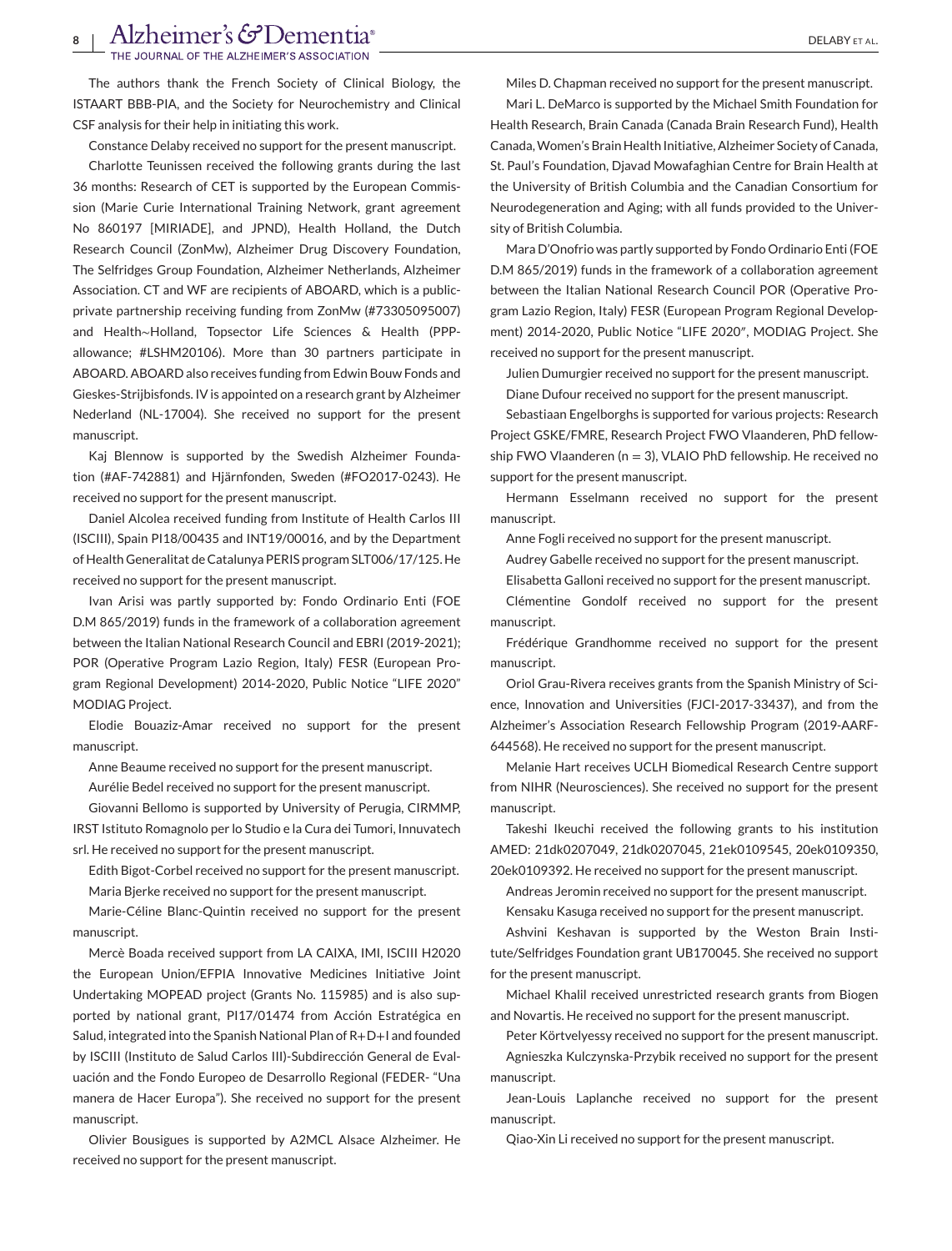The authors thank the French Society of Clinical Biology, the ISTAART BBB-PIA, and the Society for Neurochemistry and Clinical CSF analysis for their help in initiating this work.

Constance Delaby received no support for the present manuscript.

Charlotte Teunissen received the following grants during the last 36 months: Research of CET is supported by the European Commission (Marie Curie International Training Network, grant agreement No 860197 [MIRIADE], and JPND), Health Holland, the Dutch Research Council (ZonMw), Alzheimer Drug Discovery Foundation, The Selfridges Group Foundation, Alzheimer Netherlands, Alzheimer Association. CT and WF are recipients of ABOARD, which is a public-private partnership receiving funding from ZonMw (#73305095007) and Health~Holland, Topsector Life Sciences & Health (PPP-allowance; #LSHM20106). More than 30 partners participate in ABOARD. ABOARD also receives funding from Edwin Bouw Fonds and Gieskes-Strijbisfonds. IV is appointed on a research grant by Alzheimer Nederland (NL-17004). She received no support for the present manuscript.

Kaj Blennow is supported by the Swedish Alzheimer Foundation (#AF-742881) and Hjärnfonden, Sweden (#FO2017-0243). He received no support for the present manuscript.

Daniel Alcolea received funding from Institute of Health Carlos III (ISCIII), Spain PI18/00435 and INT19/00016, and by the Department of Health Generalitat de Catalunya PERIS program SLT006/17/125. He received no support for the present manuscript.

Ivan Arisi was partly supported by: Fondo Ordinario Enti (FOE D.M 865/2019) funds in the framework of a collaboration agreement between the Italian National Research Council and EBRI (2019-2021); POR (Operative Program Lazio Region, Italy) FESR (European Program Regional Development) 2014-2020, Public Notice "LIFE 2020" MODIAG Project.

Elodie Bouaziz-Amar received no support for the present manuscript.

Anne Beaume received no support for the present manuscript.

Aurélie Bedel received no support for the present manuscript.

Giovanni Bellomo is supported by University of Perugia, CIRMMP, IRST Istituto Romagnolo per lo Studio e la Cura dei Tumori, Innuvatech srl. He received no support for the present manuscript.

Edith Bigot-Corbel received no support for the present manuscript.

Maria Bjerke received no support for the present manuscript.

Marie-Céline Blanc-Quintin received no support for the present manuscript.

Mercè Boada received support from LA CAIXA, IMI, ISCIII H2020 the European Union/EFPIA Innovative Medicines Initiative Joint Undertaking MOPEAD project (Grants No. 115985) and is also supported by national grant, PI17/01474 from Acción Estratégica en Salud, integrated into the Spanish National Plan of R+D+I and founded by ISCIII (Instituto de Salud Carlos III)-Subdirección General de Evaluación and the Fondo Europeo de Desarrollo Regional (FEDER- "Una manera de Hacer Europa"). She received no support for the present manuscript.

Olivier Bousigues is supported by A2MCL Alsace Alzheimer. He received no support for the present manuscript.

Miles D. Chapman received no support for the present manuscript.

Mari L. DeMarco is supported by the Michael Smith Foundation for Health Research, Brain Canada (Canada Brain Research Fund), Health Canada, Women's Brain Health Initiative, Alzheimer Society of Canada, St. Paul's Foundation, Djavad Mowafaghian Centre for Brain Health at the University of British Columbia and the Canadian Consortium for Neurodegeneration and Aging; with all funds provided to the University of British Columbia.

Mara D'Onofrio was partly supported by Fondo Ordinario Enti (FOE D.M 865/2019) funds in the framework of a collaboration agreement between the Italian National Research Council POR (Operative Program Lazio Region, Italy) FESR (European Program Regional Development) 2014-2020, Public Notice "LIFE 2020", MODIAG Project. She received no support for the present manuscript.

Julien Dumurgier received no support for the present manuscript.

Diane Dufour received no support for the present manuscript.

Sebastiaan Engelborghs is supported for various projects: Research Project GSKE/FMRE, Research Project FWO Vlaanderen, PhD fellowship FWO Vlaanderen (n = 3), VLAIO PhD fellowship. He received no support for the present manuscript.

Hermann Esselmann received no support for the present manuscript.

Anne Fogli received no support for the present manuscript.

Audrey Gabelle received no support for the present manuscript.

Elisabetta Galloni received no support for the present manuscript.

Clémentine Gondolf received no support for the present manuscript.

Frédérique Grandhomme received no support for the present manuscript.

Oriol Grau-Rivera receives grants from the Spanish Ministry of Science, Innovation and Universities (FJCI-2017-33437), and from the Alzheimer's Association Research Fellowship Program (2019-AARF-644568). He received no support for the present manuscript.

Melanie Hart receives UCLH Biomedical Research Centre support from NIHR (Neurosciences). She received no support for the present manuscript.

Takeshi Ikeuchi received the following grants to his institution AMED: 21dk0207049, 21dk0207045, 21ek0109545, 20ek0109350, 20ek0109392. He received no support for the present manuscript.

Andreas Jeromin received no support for the present manuscript.

Kensaku Kasuga received no support for the present manuscript.

Ashvini Keshavan is supported by the Weston Brain Institute/Selfridges Foundation grant UB170045. She received no support for the present manuscript.

Michael Khalil received unrestricted research grants from Biogen and Novartis. He received no support for the present manuscript.

Peter Körtvelyessy received no support for the present manuscript.

Agnieszka Kulczynska-Przybik received no support for the present manuscript.

Jean-Louis Laplanche received no support for the present manuscript.

Qiao-Xin Li received no support for the present manuscript.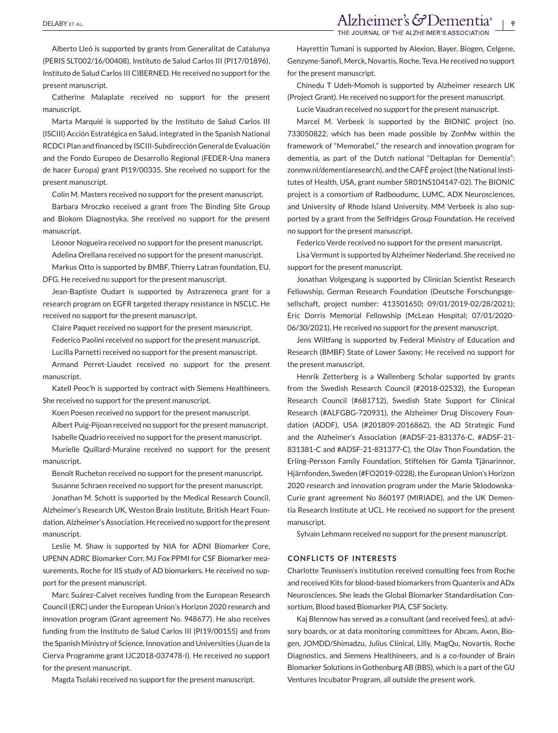Alberto Lleó is supported by grants from Generalitat de Catalunya (PERIS SLT002/16/00408), Instituto de Salud Carlos III (PI17/01896), Instituto de Salud Carlos III CIBERNED. He received no support for the present manuscript.

Catherine Malaplate received no support for the present manuscript.

Marta Marquié is supported by the Instituto de Salud Carlos III (ISCIII) Acción Estratégica en Salud, integrated in the Spanish National RCDCI Plan and financed by ISCIII-Subdirección General de Evaluación and the Fondo Europeo de Desarrollo Regional (FEDER-Una manera de hacer Europa) grant PI19/00335. She received no support for the present manuscript.

Colin M. Masters received no support for the present manuscript.

Barbara Mroczko received a grant from The Binding Site Group and Biokom Diagnostyka. She received no support for the present manuscript.

Léonor Nogueira received no support for the present manuscript.

Adelina Orellana received no support for the present manuscript.

Markus Otto is supported by BMBF, Thierry Latran foundation, EU, DFG. He received no support for the present manuscript.

Jean-Baptiste Oudart is supported by Astrazeneca grant for a research program on EGFR targeted therapy resistance in NSCLC. He received no support for the present manuscript.

Claire Paquet received no support for the present manuscript.

Federico Paolini received no support for the present manuscript.

Lucilla Parnetti received no support for the present manuscript.

Armand Perret-Liaudet received no support for the present manuscript.

Katell Peoc'h is supported by contract with Siemens Healthineers. She received no support for the present manuscript.

Koen Poesen received no support for the present manuscript.

Albert Puig-Pijoan received no support for the present manuscript.

Isabelle Quadrio received no support for the present manuscript.

Murielle Quillard-Muraine received no support for the present manuscript.

Benoît Rucheton received no support for the present manuscript.

Susanne Schraen received no support for the present manuscript.

Jonathan M. Schott is supported by the Medical Research Council, Alzheimer's Research UK, Weston Brain Institute, British Heart Foundation, Alzheimer's Association. He received no support for the present manuscript.

Leslie M. Shaw is supported by NIA for ADNI Biomarker Core, UPENN ADRC Biomarker Corr, MJ Fox PPMI for CSF Biomarker measurements, Roche for IIS study of AD biomarkers. He received no support for the present manuscript.

Marc Suárez-Calvet receives funding from the European Research Council (ERC) under the European Union's Horizon 2020 research and innovation program (Grant agreement No. 948677). He also receives funding from the Instituto de Salud Carlos III (PI19/00155) and from the Spanish Ministry of Science, Innovation and Universities (Juan de la Cierva Programme grant IJC2018-037478-I). He received no support for the present manuscript.

Magda Tsolaki received no support for the present manuscript.

Hayrettin Tumani is supported by Alexion, Bayer, Biogen, Celgene, Genzyme-Sanofi, Merck, Novartis, Roche, Teva. He received no support for the present manuscript.

Chinedu T Udeh-Momoh is supported by Alzheimer research UK (Project Grant). He received no support for the present manuscript.

Lucie Vaudran received no support for the present manuscript.

Marcel M. Verbeek is supported by the BIONIC project (no. 733050822, which has been made possible by ZonMw within the framework of "Memorabel," the research and innovation program for dementia, as part of the Dutch national "Deltaplan for Dementia": zonmw.nl/dementiaresearch), and the CAFÉ project (the National Institutes of Health, USA, grant number 5R01NS104147-02). The BIONIC project is a consortium of Radboudumc, LUMC, ADX Neurosciences, and University of Rhode Island University. MM Verbeek is also supported by a grant from the Selfridges Group Foundation. He received no support for the present manuscript.

Federico Verde received no support for the present manuscript.

Lisa Vermunt is supported by Alzheimer Nederland. She received no support for the present manuscript.

Jonathan Volgesgang is supported by Clinician Scientist Research Fellowship, German Research Foundation (Deutsche Forschungsgesellschaft, project number: 413501650; 09/01/2019-02/28/2021); Eric Dorris Memorial Fellowship (McLean Hospital; 07/01/2020-06/30/2021). He received no support for the present manuscript.

Jens Wiltfang is supported by Federal Ministry of Education and Research (BMBF) State of Lower Saxony; He received no support for the present manuscript.

Henrik Zetterberg is a Wallenberg Scholar supported by grants from the Swedish Research Council (#2018-02532), the European Research Council (#681712), Swedish State Support for Clinical Research (#ALFGBG-720931), the Alzheimer Drug Discovery Foundation (ADDF), USA (#201809-2016862), the AD Strategic Fund and the Alzheimer's Association (#ADSF-21-831376-C, #ADSF-21-831381-C and #ADSF-21-831377-C), the Olav Thon Foundation, the Erling-Persson Family Foundation, Stiftelsen för Gamla Tjänarinnor, Hjärnfonden, Sweden (#FO2019-0228), the European Union's Horizon 2020 research and innovation program under the Marie Skłodowska-Curie grant agreement No 860197 (MIRIADE), and the UK Dementia Research Institute at UCL. He received no support for the present manuscript.

Sylvain Lehmann received no support for the present manuscript.

## CONFLICTS OF INTERESTS

Charlotte Teunissen's institution received consulting fees from Roche and received Kits for blood-based biomarkers from Quanterix and ADx Neurosciences. She leads the Global Biomarker Standardisation Consortium, Blood based Biomarker PIA, CSF Society.

Kaj Blennow has served as a consultant (and received fees), at advisory boards, or at data monitoring committees for Abcam, Axon, Biogen, JOMDD/Shimadzu, Julius Clinical, Lilly, MagQu, Novartis, Roche Diagnostics, and Siemens Healthineers, and is a co-founder of Brain Biomarker Solutions in Gothenburg AB (BBS), which is a part of the GU Ventures Incubator Program, all outside the present work.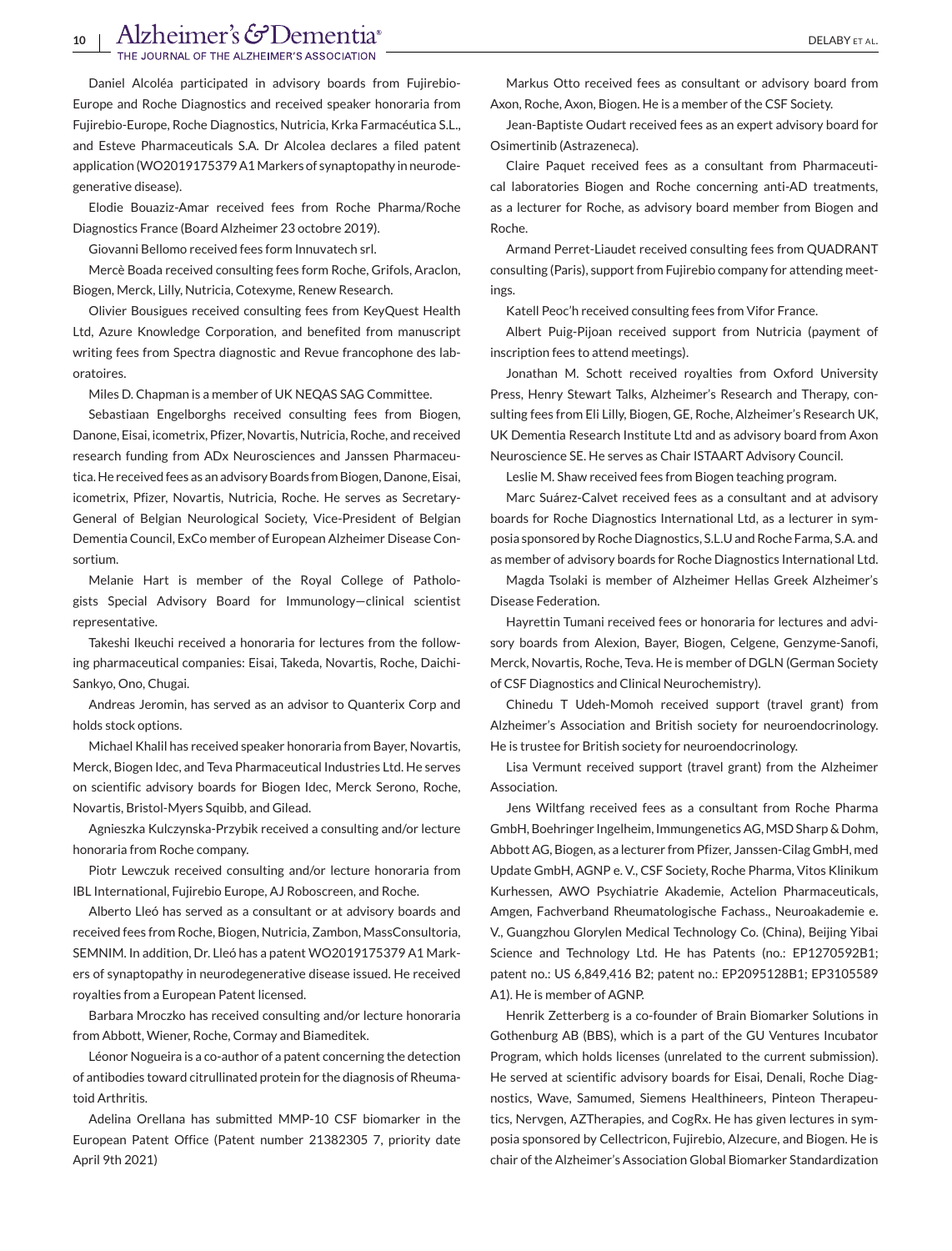Daniel Alcoléa participated in advisory boards from Fujirebio-Europe and Roche Diagnostics and received speaker honoraria from Fujirebio-Europe, Roche Diagnostics, Nutricia, Krka Farmacéutica S.L., and Esteve Pharmaceuticals S.A. Dr Alcolea declares a filed patent application (WO2019175379 A1 Markers of synaptopathy in neurodegenerative disease).

Elodie Bouaziz-Amar received fees from Roche Pharma/Roche Diagnostics France (Board Alzheimer 23 octobre 2019).

Giovanni Bellomo received fees form Innuvatech srl.

Mercè Boada received consulting fees form Roche, Grifols, Araclon, Biogen, Merck, Lilly, Nutricia, Cotexyme, Renew Research.

Olivier Bousigues received consulting fees from KeyQuest Health Ltd, Azure Knowledge Corporation, and benefited from manuscript writing fees from Spectra diagnostic and Revue francophone des laboratoires.

Miles D. Chapman is a member of UK NEQAS SAG Committee.

Sebastiaan Engelborghs received consulting fees from Biogen, Danone, Eisai, icometrix, Pfizer, Novartis, Nutricia, Roche, and received research funding from ADx Neurosciences and Janssen Pharmaceutica. He received fees as an advisory Boards from Biogen, Danone, Eisai, icometrix, Pfizer, Novartis, Nutricia, Roche. He serves as Secretary-General of Belgian Neurological Society, Vice-President of Belgian Dementia Council, ExCo member of European Alzheimer Disease Consortium.

Melanie Hart is member of the Royal College of Pathologists Special Advisory Board for Immunology—clinical scientist representative.

Takeshi Ikeuchi received a honoraria for lectures from the following pharmaceutical companies: Eisai, Takeda, Novartis, Roche, Daichi-Sankyo, Ono, Chugai.

Andreas Jeromin, has served as an advisor to Quanterix Corp and holds stock options.

Michael Khalil has received speaker honoraria from Bayer, Novartis, Merck, Biogen Idec, and Teva Pharmaceutical Industries Ltd. He serves on scientific advisory boards for Biogen Idec, Merck Serono, Roche, Novartis, Bristol-Myers Squibb, and Gilead.

Agnieszka Kulczynska-Przybik received a consulting and/or lecture honoraria from Roche company.

Piotr Lewczuk received consulting and/or lecture honoraria from IBL International, Fujirebio Europe, AJ Roboscreen, and Roche.

Alberto Lleó has served as a consultant or at advisory boards and received fees from Roche, Biogen, Nutricia, Zambon, MassConsultoria, SEMNIM. In addition, Dr. Lleó has a patent WO2019175379 A1 Markers of synaptopathy in neurodegenerative disease issued. He received royalties from a European Patent licensed.

Barbara Mroczko has received consulting and/or lecture honoraria from Abbott, Wiener, Roche, Cormay and Biameditek.

Léonor Nogueira is a co-author of a patent concerning the detection of antibodies toward citrullinated protein for the diagnosis of Rheumatoid Arthritis.

Adelina Orellana has submitted MMP-10 CSF biomarker in the European Patent Office (Patent number 21382305 7, priority date April 9th 2021)

Markus Otto received fees as consultant or advisory board from Axon, Roche, Axon, Biogen. He is a member of the CSF Society.

Jean-Baptiste Oudart received fees as an expert advisory board for Osimertinib (Astrazeneca).

Claire Paquet received fees as a consultant from Pharmaceutical laboratories Biogen and Roche concerning anti-AD treatments, as a lecturer for Roche, as advisory board member from Biogen and Roche.

Armand Perret-Liaudet received consulting fees from QUADRANT consulting (Paris), support from Fujirebio company for attending meetings.

Katell Peoc'h received consulting fees from Vifor France.

Albert Puig-Pijoan received support from Nutricia (payment of inscription fees to attend meetings).

Jonathan M. Schott received royalties from Oxford University Press, Henry Stewart Talks, Alzheimer's Research and Therapy, consulting fees from Eli Lilly, Biogen, GE, Roche, Alzheimer's Research UK, UK Dementia Research Institute Ltd and as advisory board from Axon Neuroscience SE. He serves as Chair ISTAART Advisory Council.

Leslie M. Shaw received fees from Biogen teaching program.

Marc Suárez-Calvet received fees as a consultant and at advisory boards for Roche Diagnostics International Ltd, as a lecturer in symposia sponsored by Roche Diagnostics, S.L.U and Roche Farma, S.A. and as member of advisory boards for Roche Diagnostics International Ltd.

Magda Tsolaki is member of Alzheimer Hellas Greek Alzheimer's Disease Federation.

Hayrettin Tumani received fees or honoraria for lectures and advisory boards from Alexion, Bayer, Biogen, Celgene, Genzyme-Sanofi, Merck, Novartis, Roche, Teva. He is member of DGLN (German Society of CSF Diagnostics and Clinical Neurochemistry).

Chinedu T Udeh-Momoh received support (travel grant) from Alzheimer's Association and British society for neuroendocrinology. He is trustee for British society for neuroendocrinology.

Lisa Vermunt received support (travel grant) from the Alzheimer Association.

Jens Wiltfang received fees as a consultant from Roche Pharma GmbH, Boehringer Ingelheim, Immungenetics AG, MSD Sharp & Dohm, Abbott AG, Biogen, as a lecturer from Pfizer, Janssen-Cilag GmbH, med Update GmbH, AGNP e. V., CSF Society, Roche Pharma, Vitos Klinikum Kurhessen, AWO Psychiatrie Akademie, Actelion Pharmaceuticals, Amgen, Fachverband Rheumatologische Fachass., Neuroakademie e. V., Guangzhou Glorylen Medical Technology Co. (China), Beijing Yibai Science and Technology Ltd. He has Patents (no.: EP1270592B1; patent no.: US 6,849,416 B2; patent no.: EP2095128B1; EP3105589 A1). He is member of AGNP.

Henrik Zetterberg is a co-founder of Brain Biomarker Solutions in Gothenburg AB (BBS), which is a part of the GU Ventures Incubator Program, which holds licenses (unrelated to the current submission). He served at scientific advisory boards for Eisai, Denali, Roche Diagnostics, Wave, Samumed, Siemens Healthineers, Pinteon Therapeutics, Nervgen, AZTherapies, and CogRx. He has given lectures in symposia sponsored by Cellectricon, Fujirebio, Alzecure, and Biogen. He is chair of the Alzheimer's Association Global Biomarker Standardization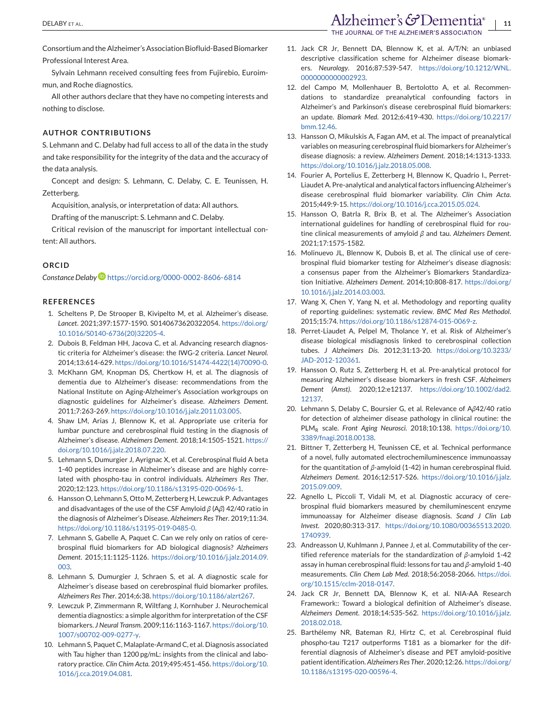Consortium and the Alzheimer's Association Biofluid-Based Biomarker Professional Interest Area.

Sylvain Lehmann received consulting fees from Fujirebio, Euroimmun, and Roche diagnostics.

All other authors declare that they have no competing interests and nothing to disclose.

## AUTHOR CONTRIBUTIONS

S. Lehmann and C. Delaby had full access to all of the data in the study and take responsibility for the integrity of the data and the accuracy of the data analysis.

Concept and design: S. Lehmann, C. Delaby, C. E. Teunissen, H. Zetterberg.

Acquisition, analysis, or interpretation of data: All authors.

Drafting of the manuscript: S. Lehmann and C. Delaby.

Critical revision of the manuscript for important intellectual content: All authors.

## ORCID

*Constance Delaby* https://orcid.org/0000-0002-8606-6814

## REFERENCES

1. Scheltens P, De Strooper B, Kivipelto M, et al. Alzheimer's disease. *Lancet*. 2021;397:1577-1590. S0140673620322054. https://doi.org/10.1016/S0140-6736(20)32205-4.
2. Dubois B, Feldman HH, Jacova C, et al. Advancing research diagnostic criteria for Alzheimer's disease: the IWG-2 criteria. *Lancet Neurol*. 2014;13:614-629. https://doi.org/10.1016/S1474-4422(14)70090-0.
3. McKhann GM, Knopman DS, Chertkow H, et al. The diagnosis of dementia due to Alzheimer's disease: recommendations from the National Institute on Aging-Alzheimer's Association workgroups on diagnostic guidelines for Alzheimer's disease. *Alzheimers Dement*. 2011;7:263-269. https://doi.org/10.1016/j.jalz.2011.03.005.
4. Shaw LM, Arias J, Blennow K, et al. Appropriate use criteria for lumbar puncture and cerebrospinal fluid testing in the diagnosis of Alzheimer's disease. *Alzheimers Dement*. 2018;14:1505-1521. https://doi.org/10.1016/j.jalz.2018.07.220.
5. Lehmann S, Dumurgier J, Ayrignac X, et al. Cerebrospinal fluid A beta 1-40 peptides increase in Alzheimer's disease and are highly correlated with phospho-tau in control individuals. *Alzheimers Res Ther*. 2020;12:123. https://doi.org/10.1186/s13195-020-00696-1.
6. Hansson O, Lehmann S, Otto M, Zetterberg H, Lewczuk P. Advantages and disadvantages of the use of the CSF Amyloid β (Aβ) 42/40 ratio in the diagnosis of Alzheimer's Disease. *Alzheimers Res Ther*. 2019;11:34. https://doi.org/10.1186/s13195-019-0485-0.
7. Lehmann S, Gabelle A, Paquet C. Can we rely only on ratios of cerebrospinal fluid biomarkers for AD biological diagnosis? *Alzheimers Dement*. 2015;11:1125-1126. https://doi.org/10.1016/j.jalz.2014.09.003.
8. Lehmann S, Dumurgier J, Schraen S, et al. A diagnostic scale for Alzheimer's disease based on cerebrospinal fluid biomarker profiles. *Alzheimers Res Ther*. 2014;6:38. https://doi.org/10.1186/alzrt267.
9. Lewczuk P, Zimmermann R, Wiltfang J, Kornhuber J. Neurochemical dementia diagnostics: a simple algorithm for interpretation of the CSF biomarkers. *J Neural Transm*. 2009;116:1163-1167. https://doi.org/10.1007/s00702-009-0277-y.
10. Lehmann S, Paquet C, Malaplate-Armand C, et al. Diagnosis associated with Tau higher than 1200 pg/mL: insights from the clinical and laboratory practice. *Clin Chim Acta*. 2019;495:451-456. https://doi.org/10.1016/j.cca.2019.04.081.
11. Jack CR Jr, Bennett DA, Blennow K, et al. A/T/N: an unbiased descriptive classification scheme for Alzheimer disease biomarkers. *Neurology*. 2016;87:539-547. https://doi.org/10.1212/WNL.0000000000002923.
12. del Campo M, Mollenhauer B, Bertolotto A, et al. Recommendations to standardize preanalytical confounding factors in Alzheimer's and Parkinson's disease cerebrospinal fluid biomarkers: an update. *Biomark Med*. 2012;6:419-430. https://doi.org/10.2217/bmm.12.46.
13. Hansson O, Mikulskis A, Fagan AM, et al. The impact of preanalytical variables on measuring cerebrospinal fluid biomarkers for Alzheimer's disease diagnosis: a review. *Alzheimers Dement*. 2018;14:1313-1333. https://doi.org/10.1016/j.jalz.2018.05.008.
14. Fourier A, Portelius E, Zetterberg H, Blennow K, Quadrio I., Perret-Liaudet A. Pre-analytical and analytical factors influencing Alzheimer's disease cerebrospinal fluid biomarker variability. *Clin Chim Acta*. 2015;449:9-15. https://doi.org/10.1016/j.cca.2015.05.024.
15. Hansson O, Batrla R, Brix B, et al. The Alzheimer's Association international guidelines for handling of cerebrospinal fluid for routine clinical measurements of amyloid β and tau. *Alzheimers Dement*. 2021;17:1575-1582.
16. Molinuevo JL, Blennow K, Dubois B, et al. The clinical use of cerebrospinal fluid biomarker testing for Alzheimer's disease diagnosis: a consensus paper from the Alzheimer's Biomarkers Standardization Initiative. *Alzheimers Dement*. 2014;10:808-817. https://doi.org/10.1016/j.jalz.2014.03.003.
17. Wang X, Chen Y, Yang N, et al. Methodology and reporting quality of reporting guidelines: systematic review. *BMC Med Res Methodol*. 2015;15:74. https://doi.org/10.1186/s12874-015-0069-z.
18. Perret-Liaudet A, Pelpel M, Tholance Y, et al. Risk of Alzheimer's disease biological misdiagnosis linked to cerebrospinal collection tubes. *J Alzheimers Dis*. 2012;31:13-20. https://doi.org/10.3233/JAD-2012-120361.
19. Hansson O, Rutz S, Zetterberg H, et al. Pre-analytical protocol for measuring Alzheimer's disease biomarkers in fresh CSF. *Alzheimers Dement (Amst)*. 2020;12:e12137. https://doi.org/10.1002/dad2.12137.
20. Lehmann S, Delaby C, Boursier G, et al. Relevance of Aβ42/40 ratio for detection of alzheimer disease pathology in clinical routine: the $PLM_R$ scale. *Front Aging Neurosci*. 2018;10:138. https://doi.org/10.3389/fnagi.2018.00138.
21. Bittner T, Zetterberg H, Teunissen CE, et al. Technical performance of a novel, fully automated electrochemiluminescence immunoassay for the quantitation of β-amyloid (1-42) in human cerebrospinal fluid. *Alzheimers Dement*. 2016;12:517-526. https://doi.org/10.1016/j.jalz.2015.09.009.
22. Agnello L, Piccoli T, Vidali M, et al. Diagnostic accuracy of cerebrospinal fluid biomarkers measured by chemiluminescent enzyme immunoassay for Alzheimer disease diagnosis. *Scand J Clin Lab Invest*. 2020;80:313-317. https://doi.org/10.1080/00365513.2020.1740939.
23. Andreasson U, Kuhlmann J, Pannee J, et al. Commutability of the certified reference materials for the standardization of β-amyloid 1-42 assay in human cerebrospinal fluid: lessons for tau and β-amyloid 1-40 measurements. *Clin Chem Lab Med*. 2018;56:2058-2066. https://doi.org/10.1515/cclm-2018-0147.
24. Jack CR Jr, Bennett DA, Blennow K, et al. NIA-AA Research Framework:: Toward a biological definition of Alzheimer's disease. *Alzheimers Dement*. 2018;14:535-562. https://doi.org/10.1016/j.jalz.2018.02.018.
25. Barthélemy NR, Bateman RJ, Hirtz C, et al. Cerebrospinal fluid phospho-tau T217 outperforms T181 as a biomarker for the differential diagnosis of Alzheimer's disease and PET amyloid-positive patient identification. *Alzheimers Res Ther*. 2020;12:26. https://doi.org/10.1186/s13195-020-00596-4.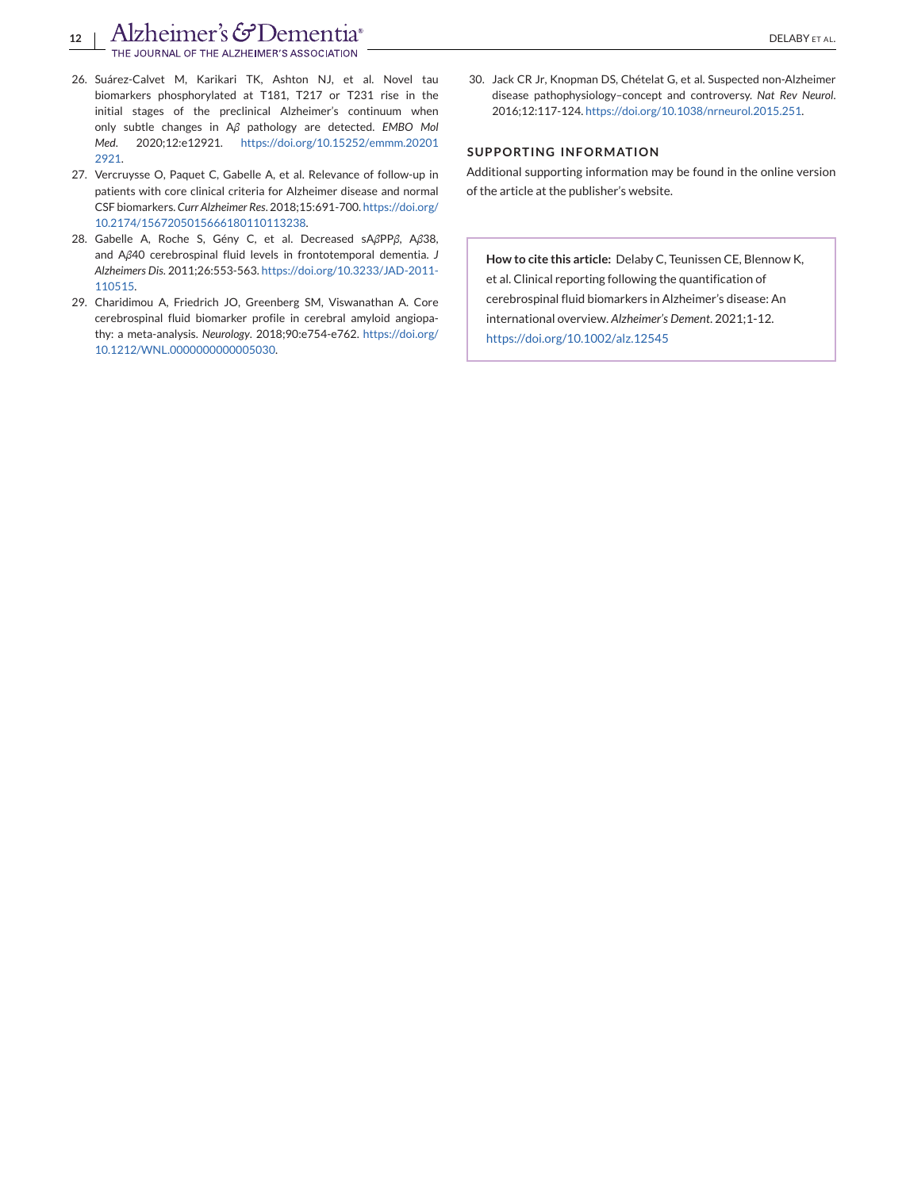26. Suárez-Calvet M, Karikari TK, Ashton NJ, et al. Novel tau biomarkers phosphorylated at T181, T217 or T231 rise in the initial stages of the preclinical Alzheimer's continuum when only subtle changes in A$\beta$ pathology are detected. *EMBO Mol Med*. 2020;12:e12921. https://doi.org/10.15252/emmm.202012921.
27. Vercruysse O, Paquet C, Gabelle A, et al. Relevance of follow-up in patients with core clinical criteria for Alzheimer disease and normal CSF biomarkers. *Curr Alzheimer Res*. 2018;15:691-700. https://doi.org/10.2174/1567205015666180110113238.
28. Gabelle A, Roche S, Gény C, et al. Decreased sA$\beta$PP$\beta$, A$\beta$38, and A$\beta$40 cerebrospinal fluid levels in frontotemporal dementia. *J Alzheimers Dis*. 2011;26:553-563. https://doi.org/10.3233/JAD-2011-110515.
29. Charidimou A, Friedrich JO, Greenberg SM, Viswanathan A. Core cerebrospinal fluid biomarker profile in cerebral amyloid angiopathy: a meta-analysis. *Neurology*. 2018;90:e754-e762. https://doi.org/10.1212/WNL.0000000000005030.
30. Jack CR Jr, Knopman DS, Chételat G, et al. Suspected non-Alzheimer disease pathophysiology–concept and controversy. *Nat Rev Neurol*. 2016;12:117-124. https://doi.org/10.1038/nrneurol.2015.251.

## SUPPORTING INFORMATION

Additional supporting information may be found in the online version of the article at the publisher's website.

**How to cite this article:** Delaby C, Teunissen CE, Blennow K, et al. Clinical reporting following the quantification of cerebrospinal fluid biomarkers in Alzheimer's disease: An international overview. *Alzheimer's Dement*. 2021;1-12. https://doi.org/10.1002/alz.12545